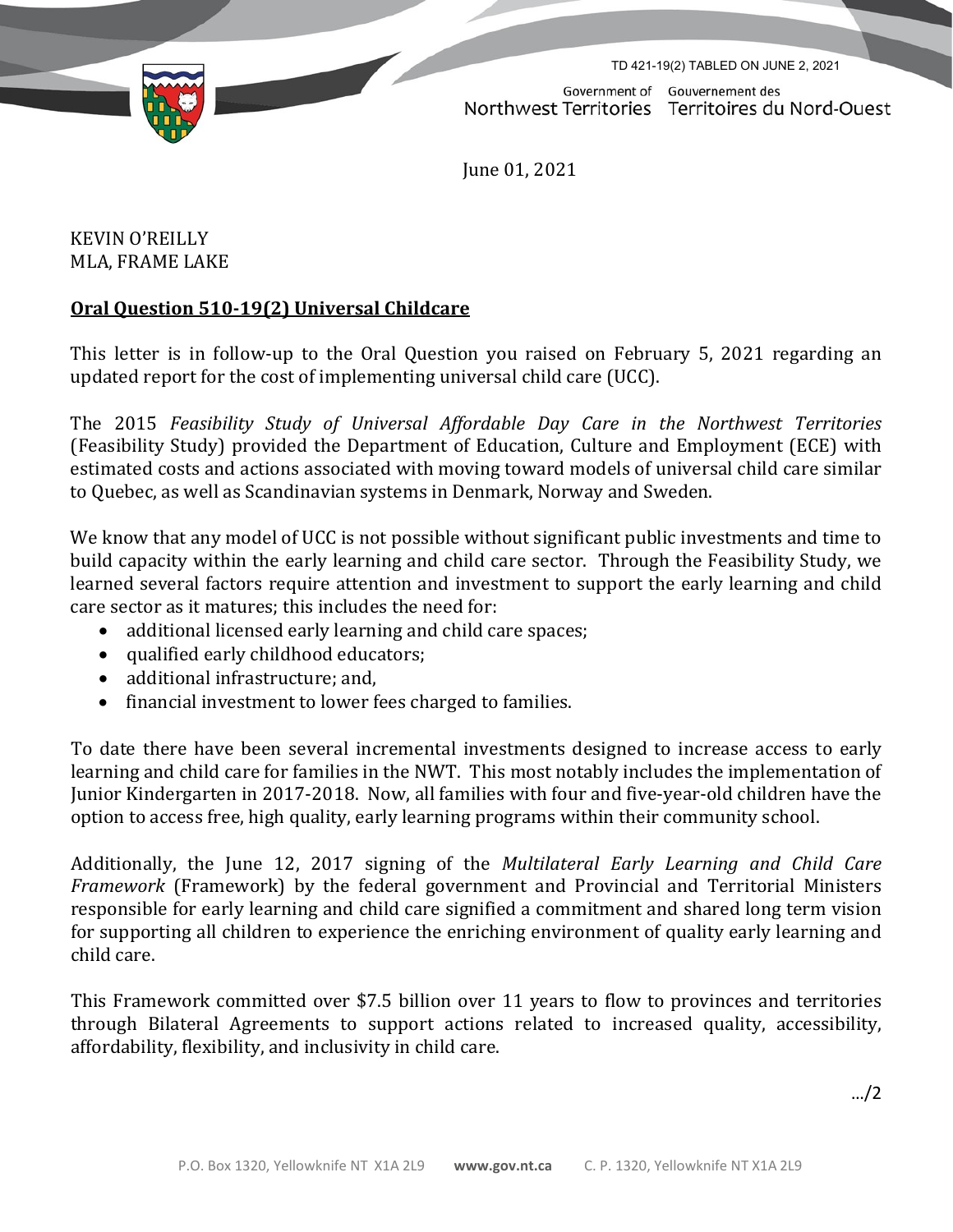TD 421-19(2) TABLED ON JUNE 2, 2021

Government of Northwest Territories
Gouvernement des Territoires du Nord-Ouest

June 01, 2021

KEVIN O'REILLY
MLA, FRAME LAKE

**Oral Question 510-19(2) Universal Childcare**

This letter is in follow-up to the Oral Question you raised on February 5, 2021 regarding an updated report for the cost of implementing universal child care (UCC).

The 2015 *Feasibility Study of Universal Affordable Day Care in the Northwest Territories* (Feasibility Study) provided the Department of Education, Culture and Employment (ECE) with estimated costs and actions associated with moving toward models of universal child care similar to Quebec, as well as Scandinavian systems in Denmark, Norway and Sweden.

We know that any model of UCC is not possible without significant public investments and time to build capacity within the early learning and child care sector. Through the Feasibility Study, we learned several factors require attention and investment to support the early learning and child care sector as it matures; this includes the need for:

- additional licensed early learning and child care spaces;
- qualified early childhood educators;
- additional infrastructure; and,
- financial investment to lower fees charged to families.

To date there have been several incremental investments designed to increase access to early learning and child care for families in the NWT. This most notably includes the implementation of Junior Kindergarten in 2017-2018. Now, all families with four and five-year-old children have the option to access free, high quality, early learning programs within their community school.

Additionally, the June 12, 2017 signing of the *Multilateral Early Learning and Child Care Framework* (Framework) by the federal government and Provincial and Territorial Ministers responsible for early learning and child care signified a commitment and shared long term vision for supporting all children to experience the enriching environment of quality early learning and child care.

This Framework committed over $7.5 billion over 11 years to flow to provinces and territories through Bilateral Agreements to support actions related to increased quality, accessibility, affordability, flexibility, and inclusivity in child care.

.../2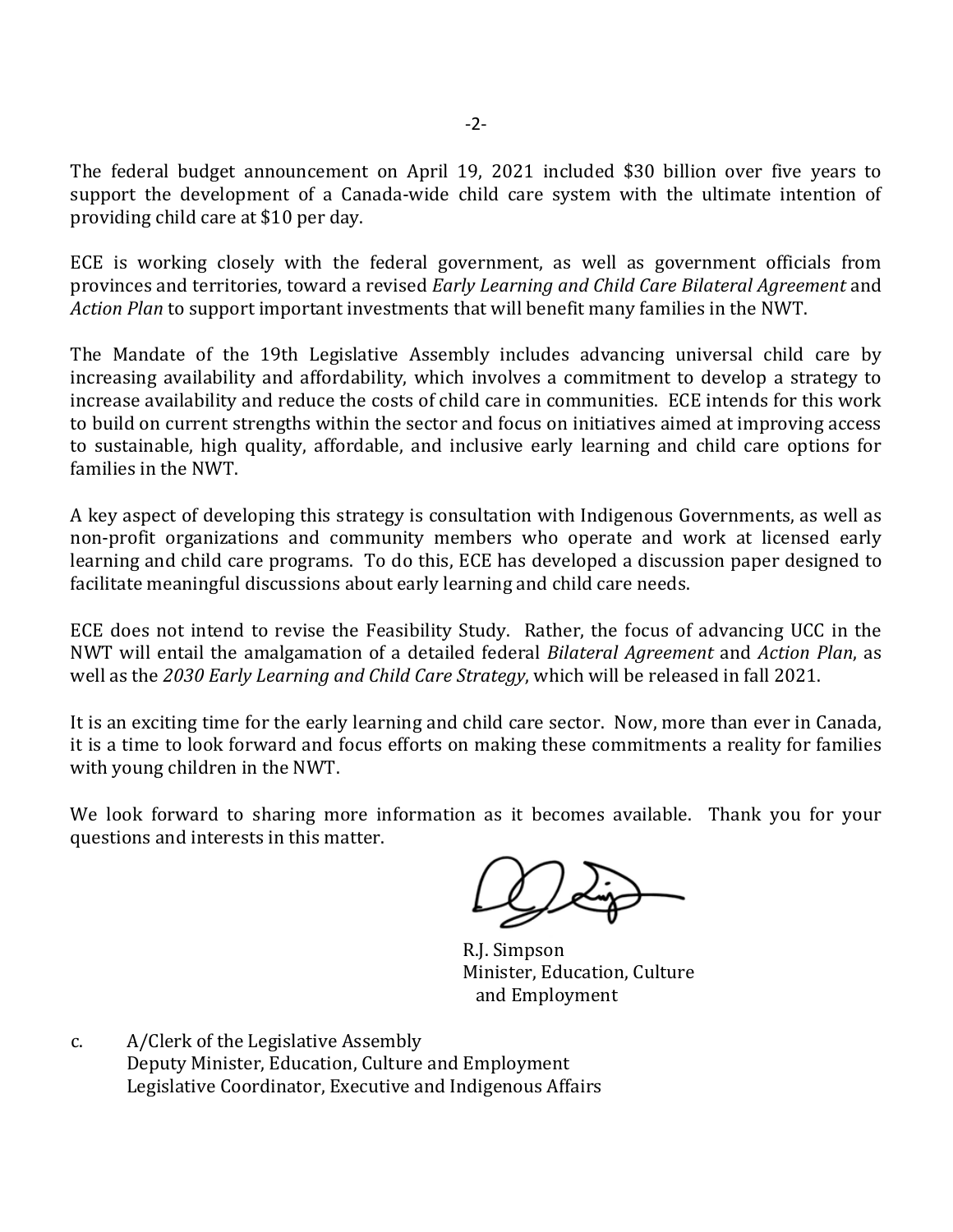The federal budget announcement on April 19, 2021 included $30 billion over five years to support the development of a Canada-wide child care system with the ultimate intention of providing child care at $10 per day.

ECE is working closely with the federal government, as well as government officials from provinces and territories, toward a revised *Early Learning and Child Care Bilateral Agreement* and *Action Plan* to support important investments that will benefit many families in the NWT.

The Mandate of the 19th Legislative Assembly includes advancing universal child care by increasing availability and affordability, which involves a commitment to develop a strategy to increase availability and reduce the costs of child care in communities. ECE intends for this work to build on current strengths within the sector and focus on initiatives aimed at improving access to sustainable, high quality, affordable, and inclusive early learning and child care options for families in the NWT.

A key aspect of developing this strategy is consultation with Indigenous Governments, as well as non-profit organizations and community members who operate and work at licensed early learning and child care programs. To do this, ECE has developed a discussion paper designed to facilitate meaningful discussions about early learning and child care needs.

ECE does not intend to revise the Feasibility Study. Rather, the focus of advancing UCC in the NWT will entail the amalgamation of a detailed federal *Bilateral Agreement* and *Action Plan*, as well as the *2030 Early Learning and Child Care Strategy*, which will be released in fall 2021.

It is an exciting time for the early learning and child care sector. Now, more than ever in Canada, it is a time to look forward and focus efforts on making these commitments a reality for families with young children in the NWT.

We look forward to sharing more information as it becomes available. Thank you for your questions and interests in this matter.

R.J. Simpson
Minister, Education, Culture
and Employment

c. A/Clerk of the Legislative Assembly
Deputy Minister, Education, Culture and Employment
Legislative Coordinator, Executive and Indigenous Affairs